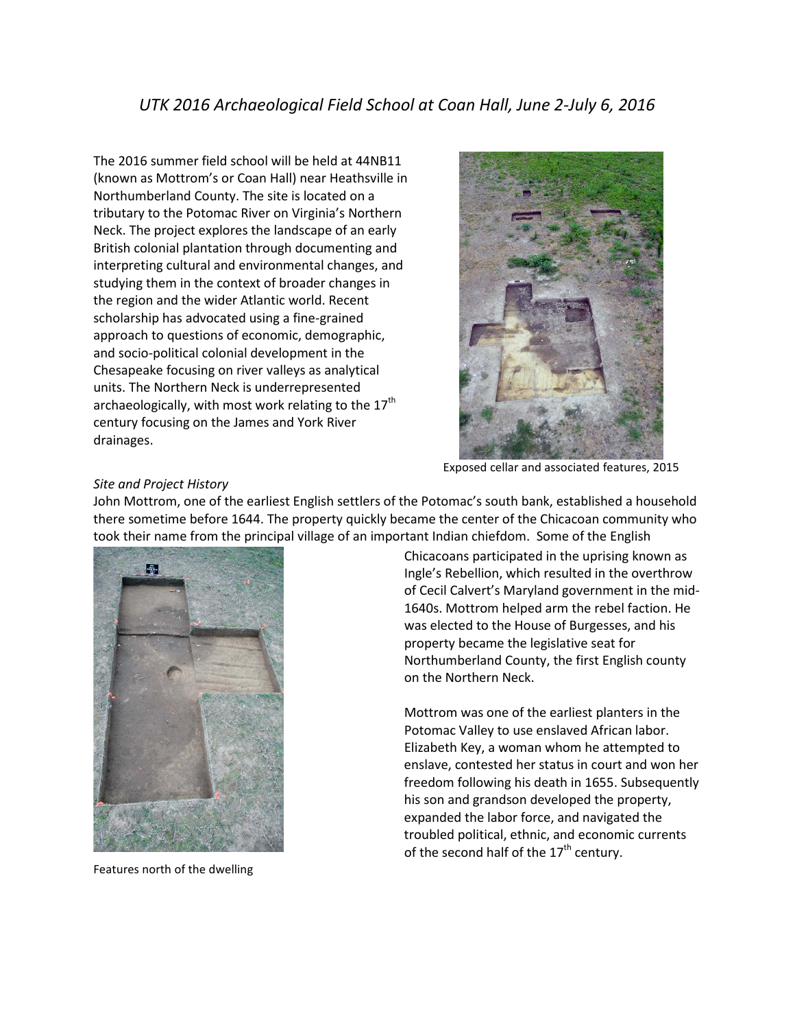# *UTK 2016 Archaeological Field School at Coan Hall, June 2-July 6, 2016*

The 2016 summer field school will be held at 44NB11 (known as Mottrom's or Coan Hall) near Heathsville in Northumberland County. The site is located on a tributary to the Potomac River on Virginia's Northern Neck. The project explores the landscape of an early British colonial plantation through documenting and interpreting cultural and environmental changes, and studying them in the context of broader changes in the region and the wider Atlantic world. Recent scholarship has advocated using a fine-grained approach to questions of economic, demographic, and socio-political colonial development in the Chesapeake focusing on river valleys as analytical units. The Northern Neck is underrepresented archaeologically, with most work relating to the 17th century focusing on the James and York River drainages.

Exposed cellar and associated features, 2015

*Site and Project History*

John Mottrom, one of the earliest English settlers of the Potomac's south bank, established a household there sometime before 1644. The property quickly became the center of the Chicacoan community who took their name from the principal village of an important Indian chiefdom. Some of the English Chicacoans participated in the uprising known as Ingle's Rebellion, which resulted in the overthrow of Cecil Calvert's Maryland government in the mid-1640s. Mottrom helped arm the rebel faction. He was elected to the House of Burgesses, and his property became the legislative seat for Northumberland County, the first English county on the Northern Neck.

Mottrom was one of the earliest planters in the Potomac Valley to use enslaved African labor. Elizabeth Key, a woman whom he attempted to enslave, contested her status in court and won her freedom following his death in 1655. Subsequently his son and grandson developed the property, expanded the labor force, and navigated the troubled political, ethnic, and economic currents of the second half of the 17th century.

Features north of the dwelling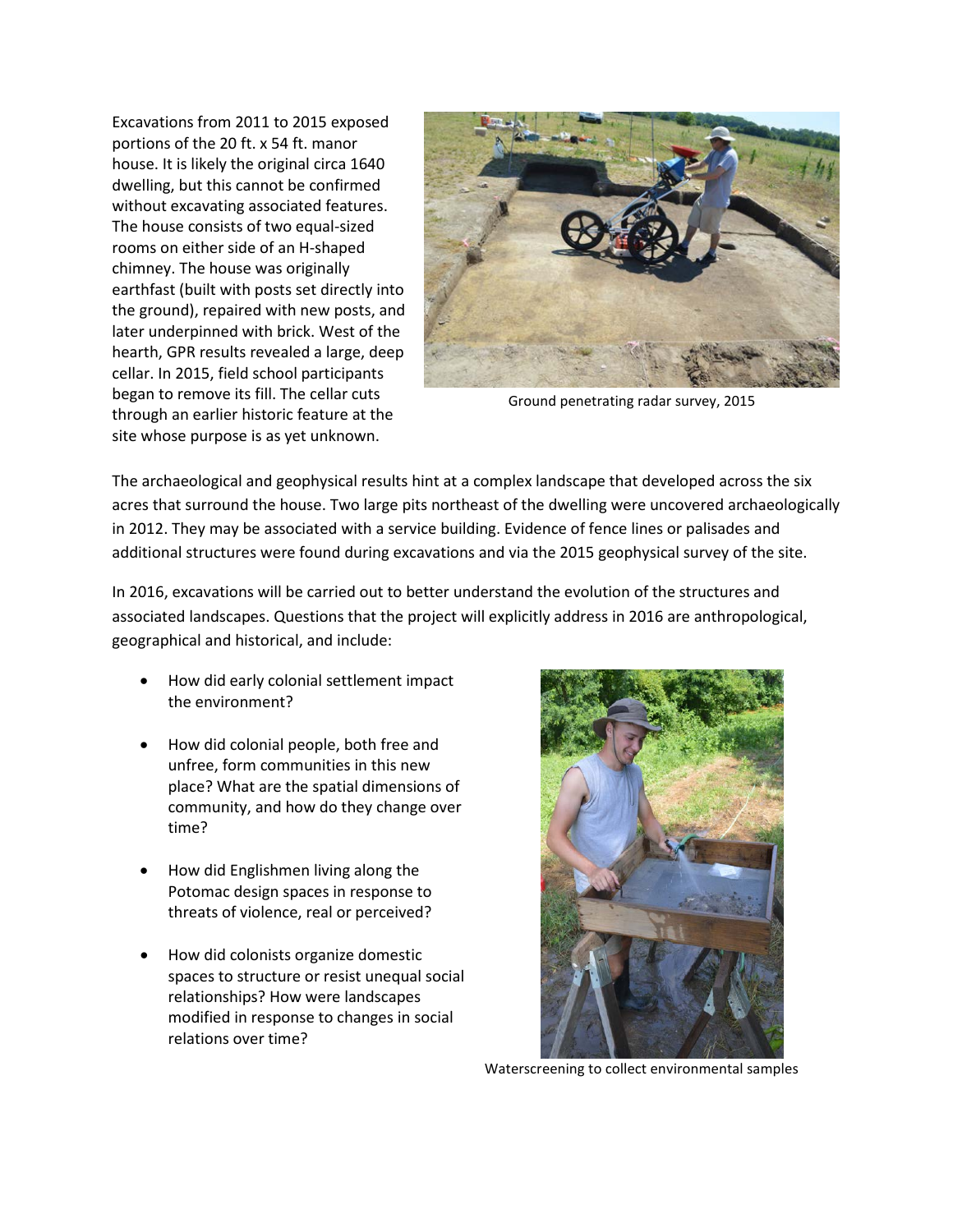Excavations from 2011 to 2015 exposed portions of the 20 ft. x 54 ft. manor house. It is likely the original circa 1640 dwelling, but this cannot be confirmed without excavating associated features. The house consists of two equal-sized rooms on either side of an H-shaped chimney. The house was originally earthfast (built with posts set directly into the ground), repaired with new posts, and later underpinned with brick. West of the hearth, GPR results revealed a large, deep cellar. In 2015, field school participants began to remove its fill. The cellar cuts through an earlier historic feature at the site whose purpose is as yet unknown.

Ground penetrating radar survey, 2015

The archaeological and geophysical results hint at a complex landscape that developed across the six acres that surround the house. Two large pits northeast of the dwelling were uncovered archaeologically in 2012. They may be associated with a service building. Evidence of fence lines or palisades and additional structures were found during excavations and via the 2015 geophysical survey of the site.

In 2016, excavations will be carried out to better understand the evolution of the structures and associated landscapes. Questions that the project will explicitly address in 2016 are anthropological, geographical and historical, and include:

- How did early colonial settlement impact the environment?
- How did colonial people, both free and unfree, form communities in this new place? What are the spatial dimensions of community, and how do they change over time?
- How did Englishmen living along the Potomac design spaces in response to threats of violence, real or perceived?
- How did colonists organize domestic spaces to structure or resist unequal social relationships? How were landscapes modified in response to changes in social relations over time?

Waterscreening to collect environmental samples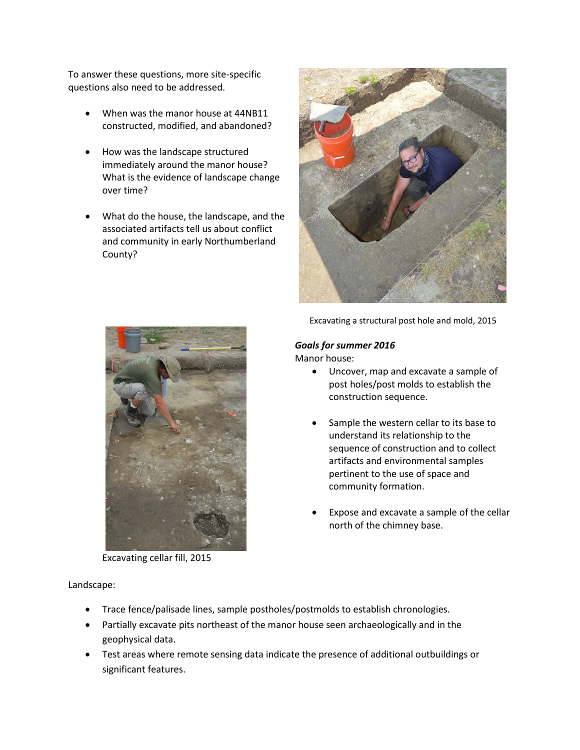To answer these questions, more site-specific questions also need to be addressed.

- When was the manor house at 44NB11 constructed, modified, and abandoned?
- How was the landscape structured immediately around the manor house? What is the evidence of landscape change over time?
- What do the house, the landscape, and the associated artifacts tell us about conflict and community in early Northumberland County?

Excavating a structural post hole and mold, 2015

Excavating cellar fill, 2015

***Goals for summer 2016***

Manor house:

- Uncover, map and excavate a sample of post holes/post molds to establish the construction sequence.
- Sample the western cellar to its base to understand its relationship to the sequence of construction and to collect artifacts and environmental samples pertinent to the use of space and community formation.
- Expose and excavate a sample of the cellar north of the chimney base.

Landscape:

- Trace fence/palisade lines, sample postholes/postmolds to establish chronologies.
- Partially excavate pits northeast of the manor house seen archaeologically and in the geophysical data.
- Test areas where remote sensing data indicate the presence of additional outbuildings or significant features.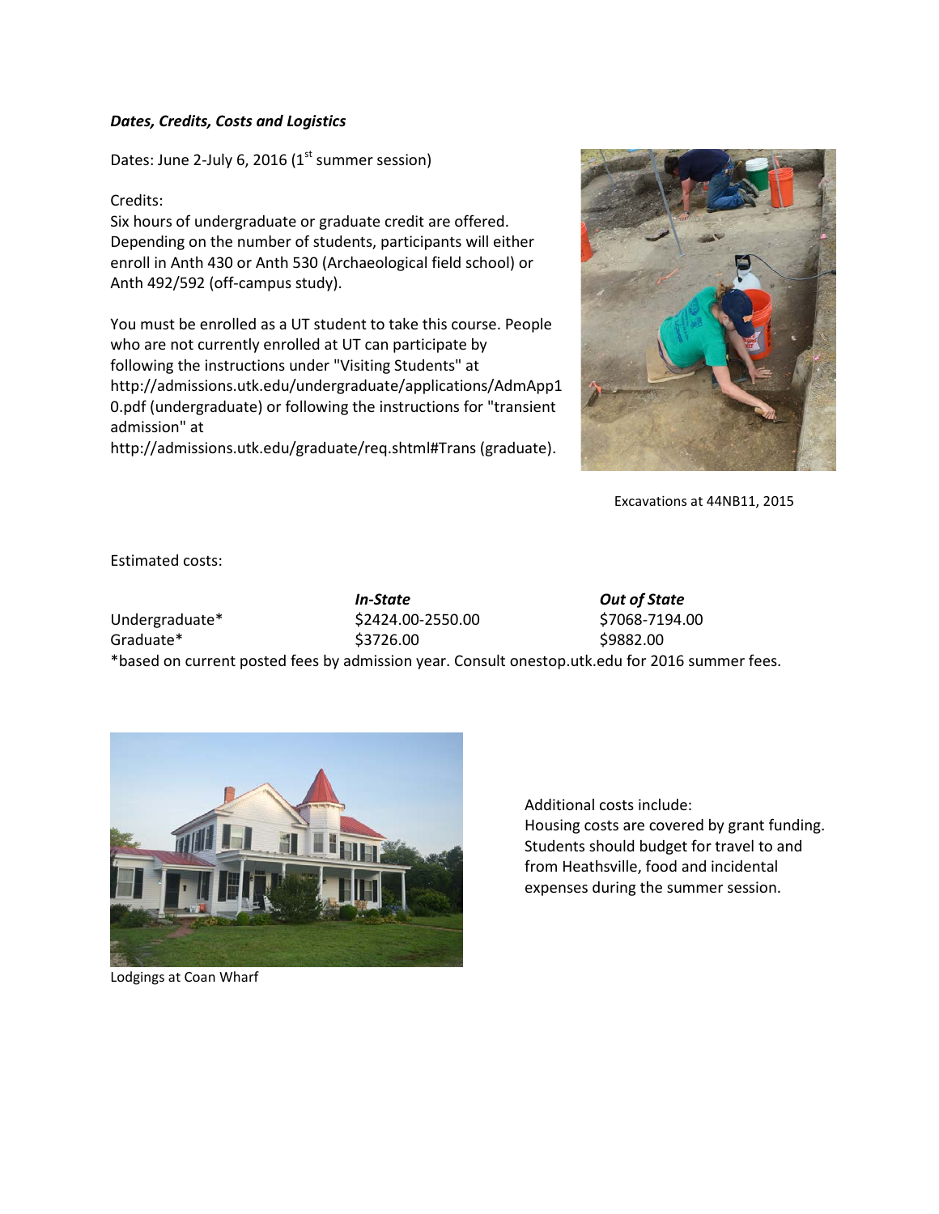***Dates, Credits, Costs and Logistics***

Dates: June 2-July 6, 2016 (1st summer session)

Credits:
Six hours of undergraduate or graduate credit are offered. Depending on the number of students, participants will either enroll in Anth 430 or Anth 530 (Archaeological field school) or Anth 492/592 (off-campus study).

You must be enrolled as a UT student to take this course. People who are not currently enrolled at UT can participate by following the instructions under "Visiting Students" at http://admissions.utk.edu/undergraduate/applications/AdmApp10.pdf (undergraduate) or following the instructions for "transient admission" at http://admissions.utk.edu/graduate/req.shtml#Trans (graduate).

Excavations at 44NB11, 2015

Estimated costs:

| | ***In-State*** | ***Out of State*** |
|---|---|---|
| Undergraduate* | $2424.00-2550.00 | $7068-7194.00 |
| Graduate* | $3726.00 | $9882.00 |

*based on current posted fees by admission year. Consult onestop.utk.edu for 2016 summer fees.

Lodgings at Coan Wharf

Additional costs include:
Housing costs are covered by grant funding. Students should budget for travel to and from Heathsville, food and incidental expenses during the summer session.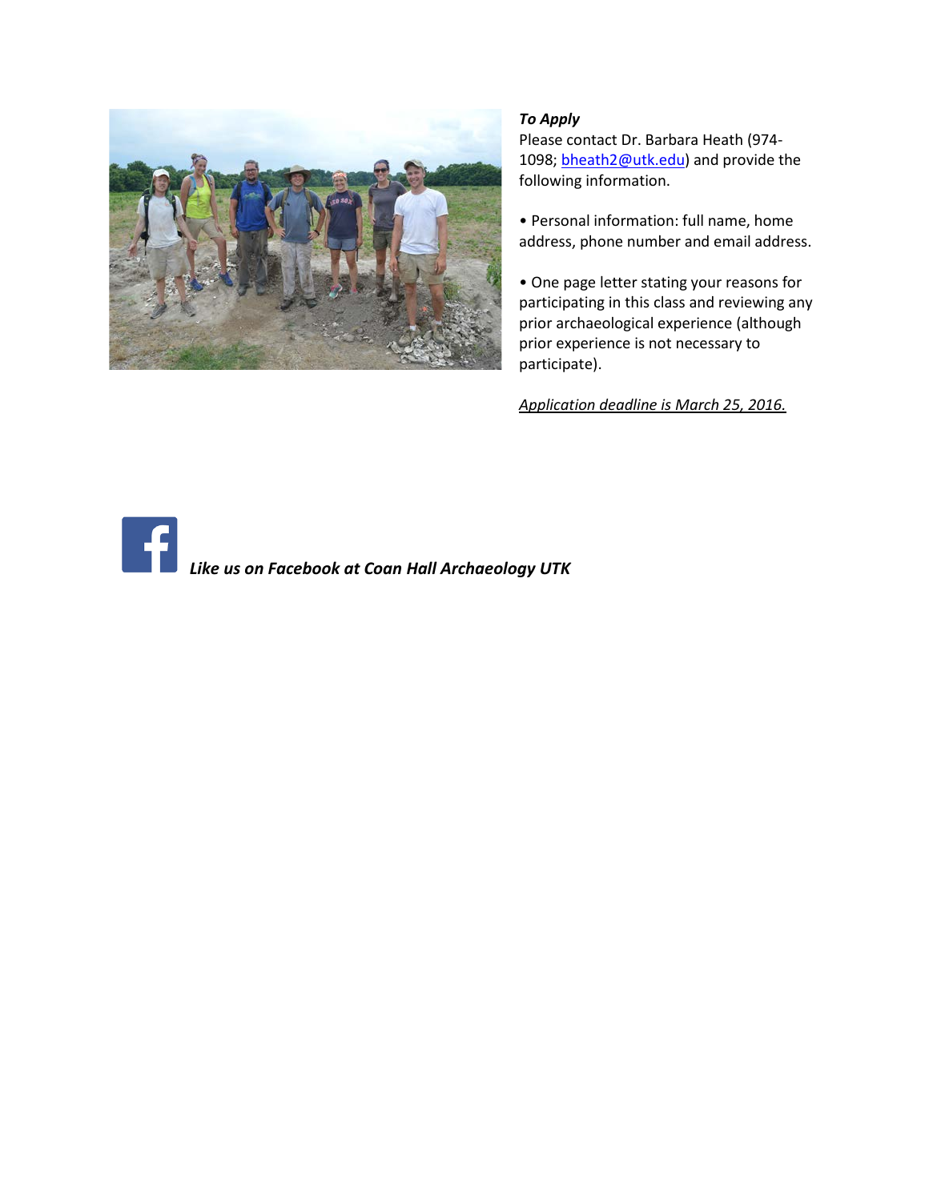***To Apply***

Please contact Dr. Barbara Heath (974-1098; bheath2@utk.edu) and provide the following information.

- Personal information: full name, home address, phone number and email address.

- One page letter stating your reasons for participating in this class and reviewing any prior archaeological experience (although prior experience is not necessary to participate).

*Application deadline is March 25, 2016.*

***Like us on Facebook at Coan Hall Archaeology UTK***